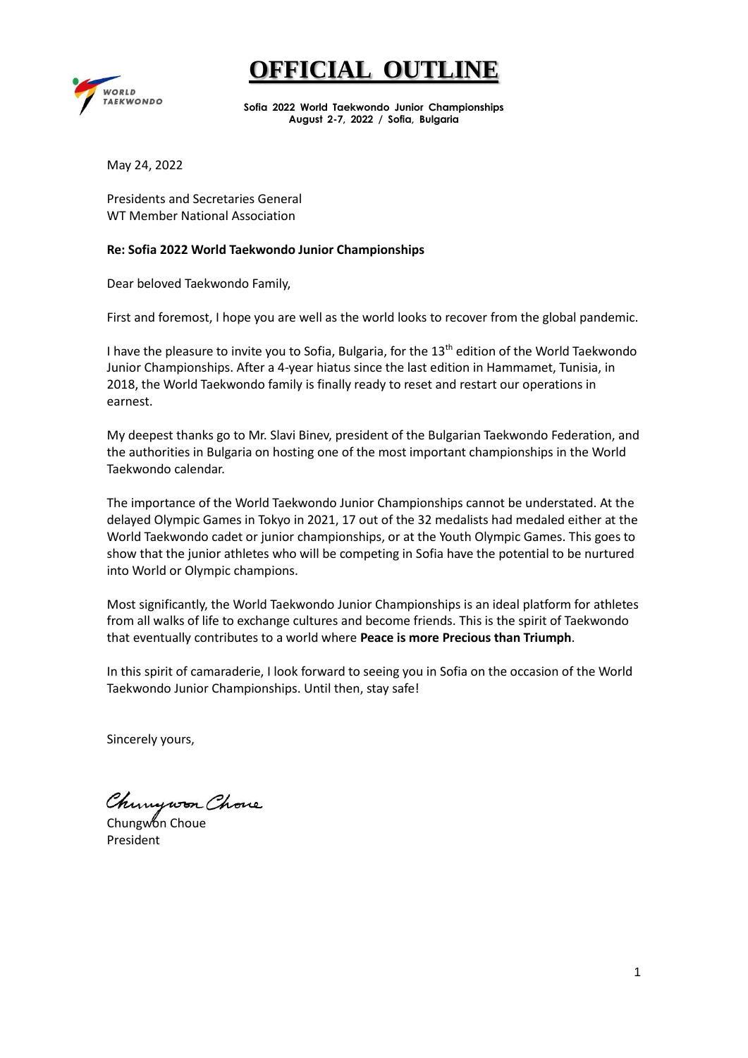# OFFICIAL OUTLINE

**Sofia 2022 World Taekwondo Junior Championships**
**August 2-7, 2022 / Sofia, Bulgaria**

May 24, 2022

Presidents and Secretaries General
WT Member National Association

**Re: Sofia 2022 World Taekwondo Junior Championships**

Dear beloved Taekwondo Family,

First and foremost, I hope you are well as the world looks to recover from the global pandemic.

I have the pleasure to invite you to Sofia, Bulgaria, for the 13th edition of the World Taekwondo Junior Championships. After a 4-year hiatus since the last edition in Hammamet, Tunisia, in 2018, the World Taekwondo family is finally ready to reset and restart our operations in earnest.

My deepest thanks go to Mr. Slavi Binev, president of the Bulgarian Taekwondo Federation, and the authorities in Bulgaria on hosting one of the most important championships in the World Taekwondo calendar.

The importance of the World Taekwondo Junior Championships cannot be understated. At the delayed Olympic Games in Tokyo in 2021, 17 out of the 32 medalists had medaled either at the World Taekwondo cadet or junior championships, or at the Youth Olympic Games. This goes to show that the junior athletes who will be competing in Sofia have the potential to be nurtured into World or Olympic champions.

Most significantly, the World Taekwondo Junior Championships is an ideal platform for athletes from all walks of life to exchange cultures and become friends. This is the spirit of Taekwondo that eventually contributes to a world where **Peace is more Precious than Triumph**.

In this spirit of camaraderie, I look forward to seeing you in Sofia on the occasion of the World Taekwondo Junior Championships. Until then, stay safe!

Sincerely yours,

Chungwon Choue
President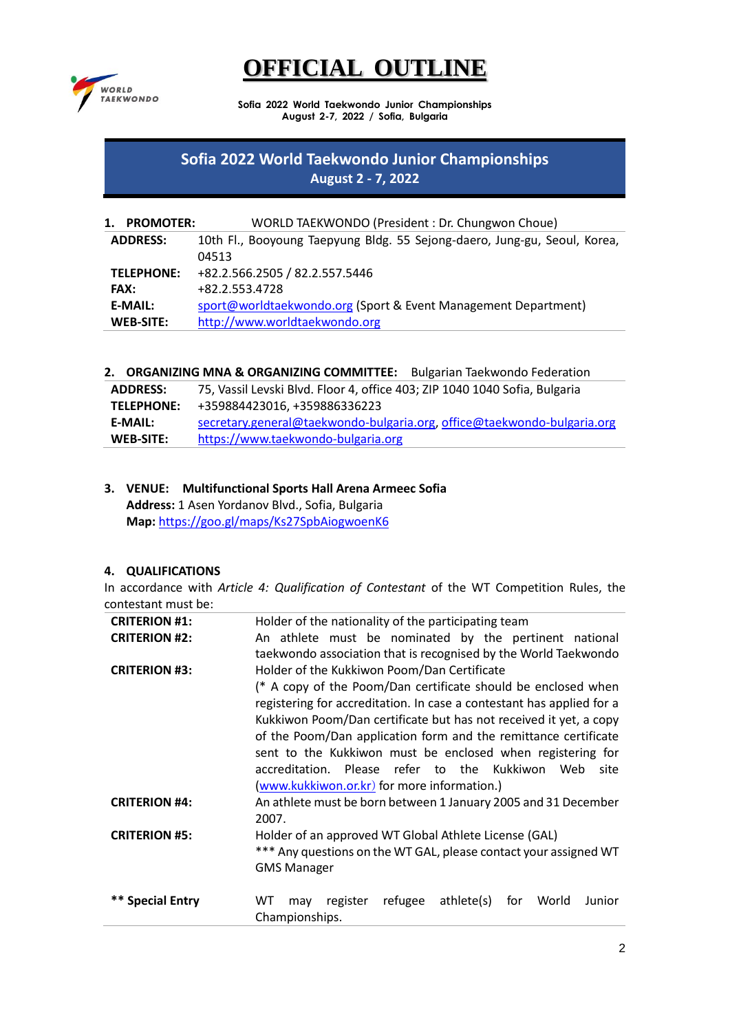# OFFICIAL OUTLINE

**Sofia 2022 World Taekwondo Junior Championships**
**August 2-7, 2022 / Sofia, Bulgaria**

## Sofia 2022 World Taekwondo Junior Championships
**August 2 - 7, 2022**

**1. PROMOTER:** WORLD TAEKWONDO (President : Dr. Chungwon Choue)

| | |
|---|---|
| **ADDRESS:** | 10th Fl., Booyoung Taepyung Bldg. 55 Sejong-daero, Jung-gu, Seoul, Korea, 04513 |
| **TELEPHONE:** | +82.2.566.2505 / 82.2.557.5446 |
| **FAX:** | +82.2.553.4728 |
| **E-MAIL:** | sport@worldtaekwondo.org (Sport & Event Management Department) |
| **WEB-SITE:** | http://www.worldtaekwondo.org |

**2. ORGANIZING MNA & ORGANIZING COMMITTEE:** Bulgarian Taekwondo Federation

| | |
|---|---|
| **ADDRESS:** | 75, Vassil Levski Blvd. Floor 4, office 403; ZIP 1040 1040 Sofia, Bulgaria |
| **TELEPHONE:** | +359884423016, +359886336223 |
| **E-MAIL:** | secretary.general@taekwondo-bulgaria.org, office@taekwondo-bulgaria.org |
| **WEB-SITE:** | https://www.taekwondo-bulgaria.org |

**3. VENUE: Multifunctional Sports Hall Arena Armeec Sofia**
**Address:** 1 Asen Yordanov Blvd., Sofia, Bulgaria
**Map:** https://goo.gl/maps/Ks27SpbAiogwoenK6

**4. QUALIFICATIONS**

In accordance with *Article 4: Qualification of Contestant* of the WT Competition Rules, the contestant must be:

| | |
|---|---|
| **CRITERION #1:** | Holder of the nationality of the participating team |
| **CRITERION #2:** | An athlete must be nominated by the pertinent national taekwondo association that is recognised by the World Taekwondo |
| **CRITERION #3:** | Holder of the Kukkiwon Poom/Dan Certificate (* A copy of the Poom/Dan certificate should be enclosed when registering for accreditation. In case a contestant has applied for a Kukkiwon Poom/Dan certificate but has not received it yet, a copy of the Poom/Dan application form and the remittance certificate sent to the Kukkiwon must be enclosed when registering for accreditation. Please refer to the Kukkiwon Web site (www.kukkiwon.or.kr) for more information.) |
| **CRITERION #4:** | An athlete must be born between 1 January 2005 and 31 December 2007. |
| **CRITERION #5:** | Holder of an approved WT Global Athlete License (GAL) *** Any questions on the WT GAL, please contact your assigned WT GMS Manager |
| **** Special Entry** | WT may register refugee athlete(s) for World Junior Championships. |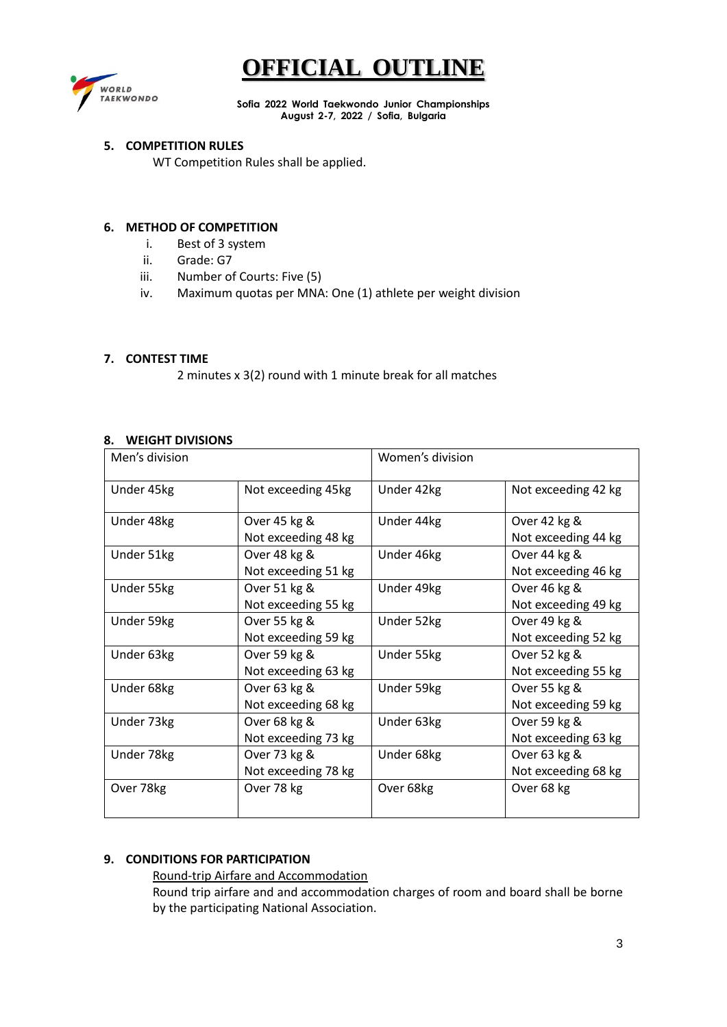# OFFICIAL OUTLINE

**Sofia 2022 World Taekwondo Junior Championships**
**August 2-7, 2022 / Sofia, Bulgaria**

### 5. COMPETITION RULES

WT Competition Rules shall be applied.

### 6. METHOD OF COMPETITION

i. Best of 3 system
ii. Grade: G7
iii. Number of Courts: Five (5)
iv. Maximum quotas per MNA: One (1) athlete per weight division

### 7. CONTEST TIME

2 minutes x 3(2) round with 1 minute break for all matches

### 8. WEIGHT DIVISIONS

| Men's division | | Women's division | |
|---|---|---|---|
| Under 45kg | Not exceeding 45kg | Under 42kg | Not exceeding 42 kg |
| Under 48kg | Over 45 kg & Not exceeding 48 kg | Under 44kg | Over 42 kg & Not exceeding 44 kg |
| Under 51kg | Over 48 kg & Not exceeding 51 kg | Under 46kg | Over 44 kg & Not exceeding 46 kg |
| Under 55kg | Over 51 kg & Not exceeding 55 kg | Under 49kg | Over 46 kg & Not exceeding 49 kg |
| Under 59kg | Over 55 kg & Not exceeding 59 kg | Under 52kg | Over 49 kg & Not exceeding 52 kg |
| Under 63kg | Over 59 kg & Not exceeding 63 kg | Under 55kg | Over 52 kg & Not exceeding 55 kg |
| Under 68kg | Over 63 kg & Not exceeding 68 kg | Under 59kg | Over 55 kg & Not exceeding 59 kg |
| Under 73kg | Over 68 kg & Not exceeding 73 kg | Under 63kg | Over 59 kg & Not exceeding 63 kg |
| Under 78kg | Over 73 kg & Not exceeding 78 kg | Under 68kg | Over 63 kg & Not exceeding 68 kg |
| Over 78kg | Over 78 kg | Over 68kg | Over 68 kg |

### 9. CONDITIONS FOR PARTICIPATION

Round-trip Airfare and Accommodation

Round trip airfare and and accommodation charges of room and board shall be borne by the participating National Association.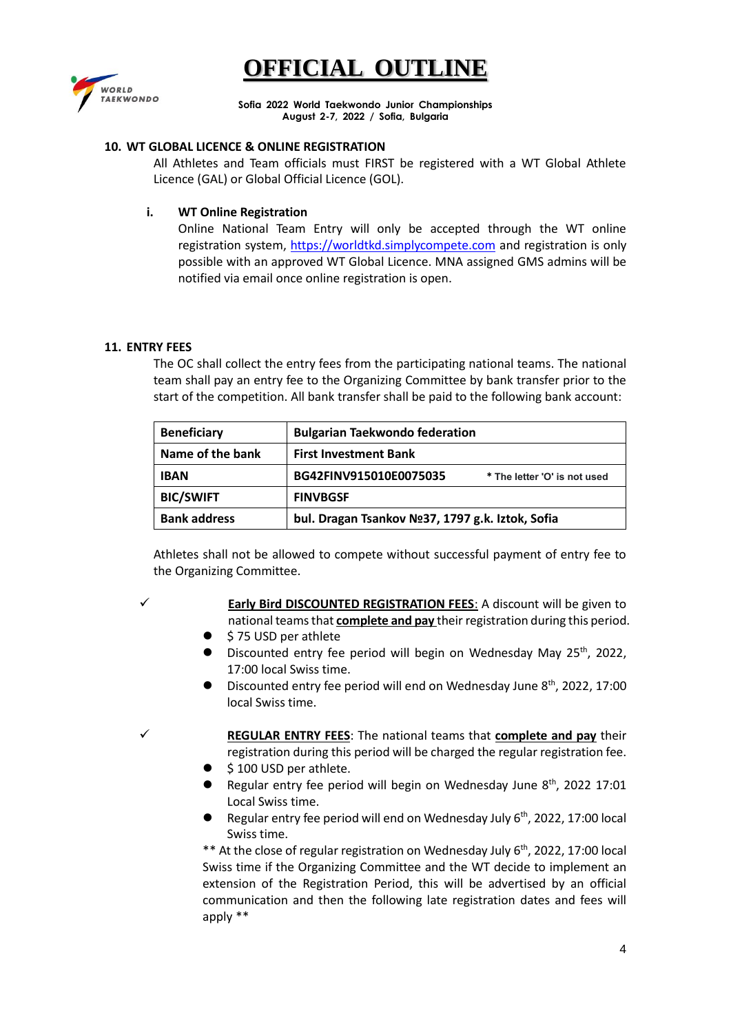## 10. WT GLOBAL LICENCE & ONLINE REGISTRATION

All Athletes and Team officials must FIRST be registered with a WT Global Athlete Licence (GAL) or Global Official Licence (GOL).

### i. WT Online Registration

Online National Team Entry will only be accepted through the WT online registration system, https://worldtkd.simplycompete.com and registration is only possible with an approved WT Global Licence. MNA assigned GMS admins will be notified via email once online registration is open.

## 11. ENTRY FEES

The OC shall collect the entry fees from the participating national teams. The national team shall pay an entry fee to the Organizing Committee by bank transfer prior to the start of the competition. All bank transfer shall be paid to the following bank account:

| **Beneficiary** | **Bulgarian Taekwondo federation** |
|---|---|
| **Name of the bank** | **First Investment Bank** |
| **IBAN** | **BG42FINV915010E0075035** * The letter 'O' is not used |
| **BIC/SWIFT** | **FINVBGSF** |
| **Bank address** | **bul. Dragan Tsankov №37, 1797 g.k. Iztok, Sofia** |

Athletes shall not be allowed to compete without successful payment of entry fee to the Organizing Committee.

✓ **Early Bird DISCOUNTED REGISTRATION FEES**: A discount will be given to national teams that **complete and pay** their registration during this period.

- $ 75 USD per athlete
- Discounted entry fee period will begin on Wednesday May 25th, 2022, 17:00 local Swiss time.
- Discounted entry fee period will end on Wednesday June 8th, 2022, 17:00 local Swiss time.

✓ **REGULAR ENTRY FEES**: The national teams that **complete and pay** their registration during this period will be charged the regular registration fee.

- $ 100 USD per athlete.
- Regular entry fee period will begin on Wednesday June 8th, 2022 17:01 Local Swiss time.
- Regular entry fee period will end on Wednesday July 6th, 2022, 17:00 local Swiss time.

** At the close of regular registration on Wednesday July 6th, 2022, 17:00 local Swiss time if the Organizing Committee and the WT decide to implement an extension of the Registration Period, this will be advertised by an official communication and then the following late registration dates and fees will apply **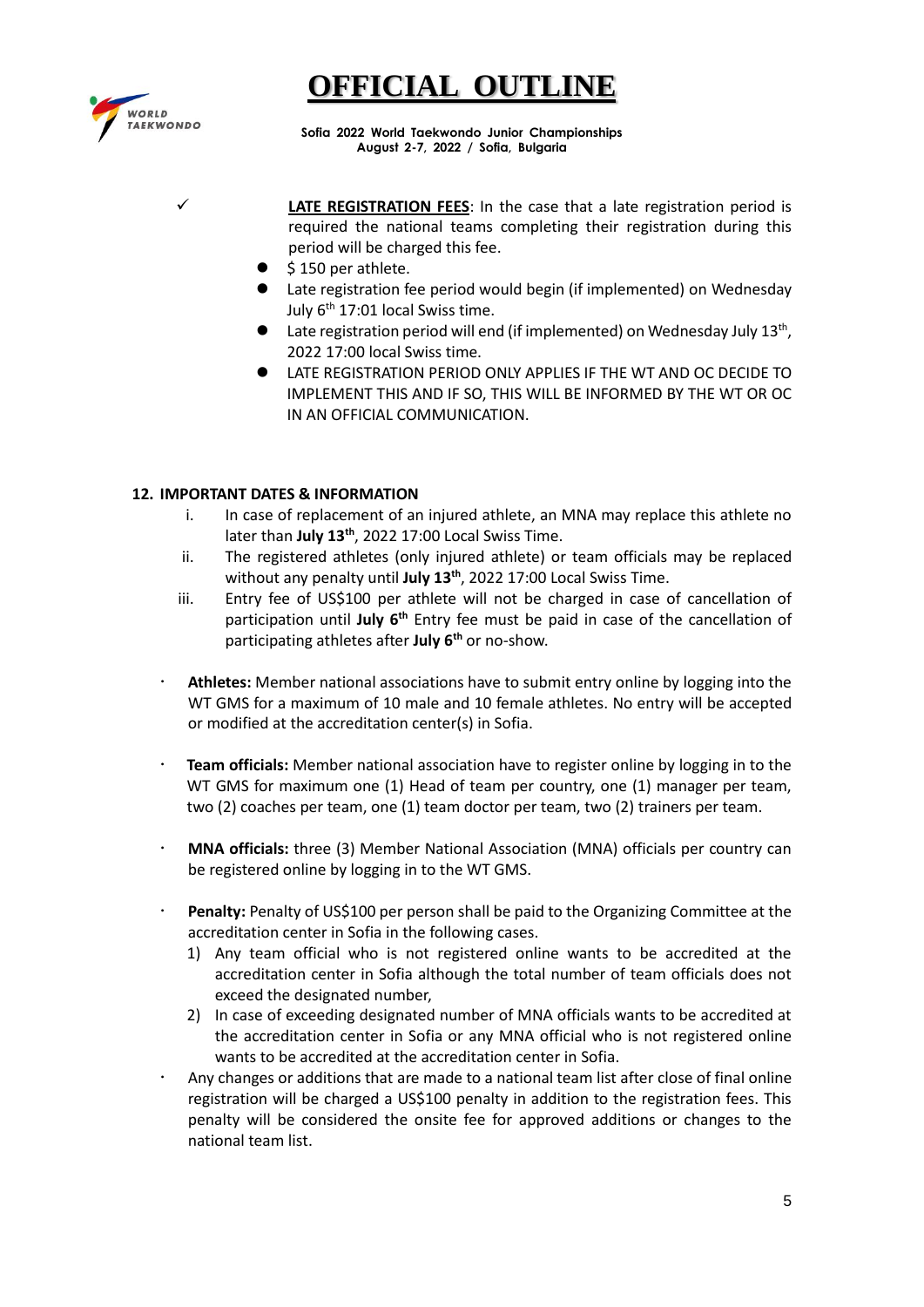✓ **LATE REGISTRATION FEES**: In the case that a late registration period is required the national teams completing their registration during this period will be charged this fee.

- $ 150 per athlete.
- Late registration fee period would begin (if implemented) on Wednesday July 6th 17:01 local Swiss time.
- Late registration period will end (if implemented) on Wednesday July 13th, 2022 17:00 local Swiss time.
- LATE REGISTRATION PERIOD ONLY APPLIES IF THE WT AND OC DECIDE TO IMPLEMENT THIS AND IF SO, THIS WILL BE INFORMED BY THE WT OR OC IN AN OFFICIAL COMMUNICATION.

## 12. IMPORTANT DATES & INFORMATION

i. In case of replacement of an injured athlete, an MNA may replace this athlete no later than **July 13th**, 2022 17:00 Local Swiss Time.

ii. The registered athletes (only injured athlete) or team officials may be replaced without any penalty until **July 13th**, 2022 17:00 Local Swiss Time.

iii. Entry fee of US$100 per athlete will not be charged in case of cancellation of participation until **July 6th** Entry fee must be paid in case of the cancellation of participating athletes after **July 6th** or no-show.

- **Athletes:** Member national associations have to submit entry online by logging into the WT GMS for a maximum of 10 male and 10 female athletes. No entry will be accepted or modified at the accreditation center(s) in Sofia.

- **Team officials:** Member national association have to register online by logging in to the WT GMS for maximum one (1) Head of team per country, one (1) manager per team, two (2) coaches per team, one (1) team doctor per team, two (2) trainers per team.

- **MNA officials:** three (3) Member National Association (MNA) officials per country can be registered online by logging in to the WT GMS.

- **Penalty:** Penalty of US$100 per person shall be paid to the Organizing Committee at the accreditation center in Sofia in the following cases.
  1) Any team official who is not registered online wants to be accredited at the accreditation center in Sofia although the total number of team officials does not exceed the designated number,
  2) In case of exceeding designated number of MNA officials wants to be accredited at the accreditation center in Sofia or any MNA official who is not registered online wants to be accredited at the accreditation center in Sofia.

- Any changes or additions that are made to a national team list after close of final online registration will be charged a US$100 penalty in addition to the registration fees. This penalty will be considered the onsite fee for approved additions or changes to the national team list.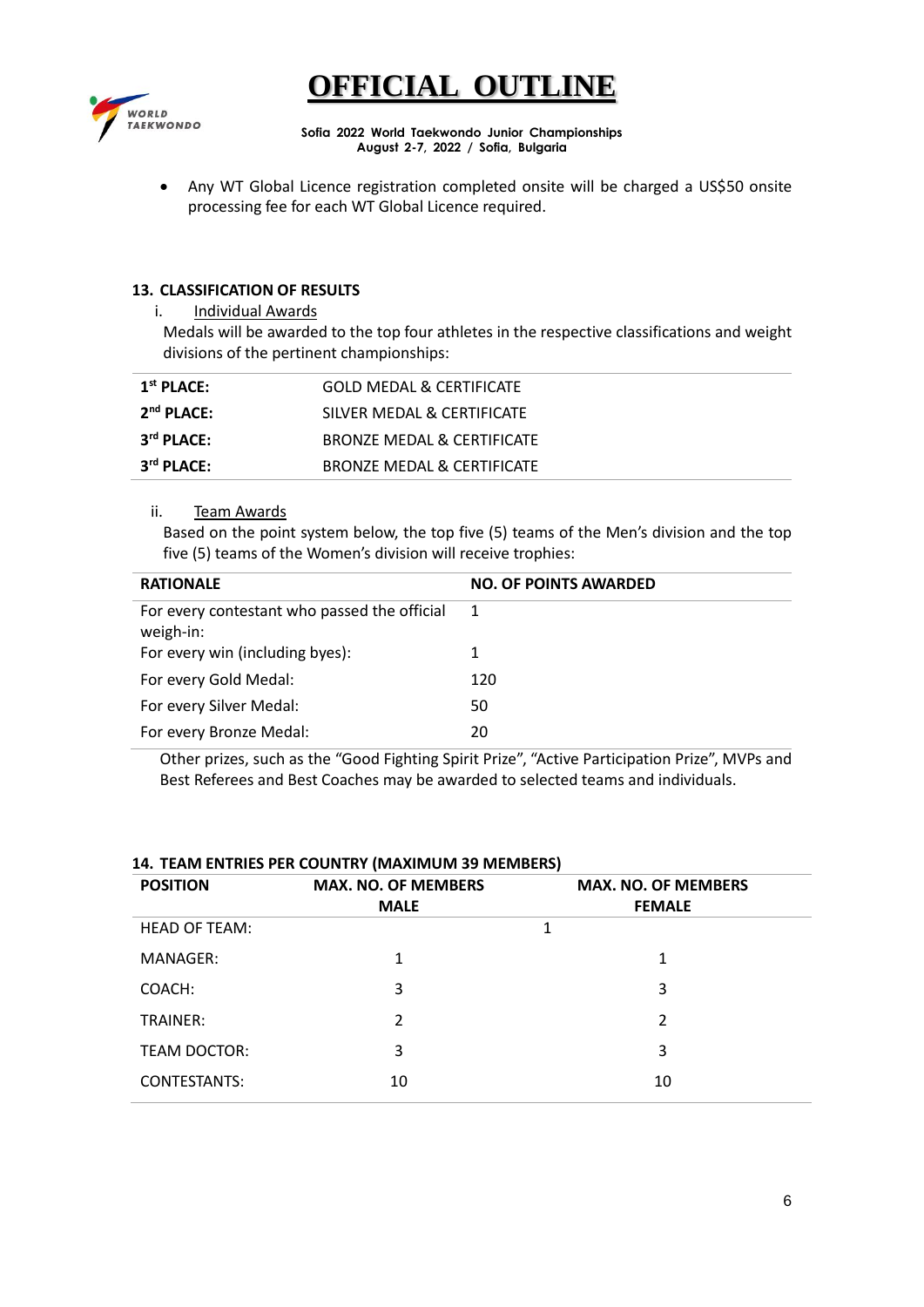- Any WT Global Licence registration completed onsite will be charged a US$50 onsite processing fee for each WT Global Licence required.

## 13. CLASSIFICATION OF RESULTS

i. Individual Awards

Medals will be awarded to the top four athletes in the respective classifications and weight divisions of the pertinent championships:

| | |
|---|---|
| **1st PLACE:** | GOLD MEDAL & CERTIFICATE |
| **2nd PLACE:** | SILVER MEDAL & CERTIFICATE |
| **3rd PLACE:** | BRONZE MEDAL & CERTIFICATE |
| **3rd PLACE:** | BRONZE MEDAL & CERTIFICATE |

ii. Team Awards

Based on the point system below, the top five (5) teams of the Men's division and the top five (5) teams of the Women's division will receive trophies:

| RATIONALE | NO. OF POINTS AWARDED |
|---|---|
| For every contestant who passed the official weigh-in: | 1 |
| For every win (including byes): | 1 |
| For every Gold Medal: | 120 |
| For every Silver Medal: | 50 |
| For every Bronze Medal: | 20 |

Other prizes, such as the "Good Fighting Spirit Prize", "Active Participation Prize", MVPs and Best Referees and Best Coaches may be awarded to selected teams and individuals.

## 14. TEAM ENTRIES PER COUNTRY (MAXIMUM 39 MEMBERS)

| POSITION | MAX. NO. OF MEMBERS MALE | MAX. NO. OF MEMBERS FEMALE |
|---|---|---|
| HEAD OF TEAM: | 1 | |
| MANAGER: | 1 | 1 |
| COACH: | 3 | 3 |
| TRAINER: | 2 | 2 |
| TEAM DOCTOR: | 3 | 3 |
| CONTESTANTS: | 10 | 10 |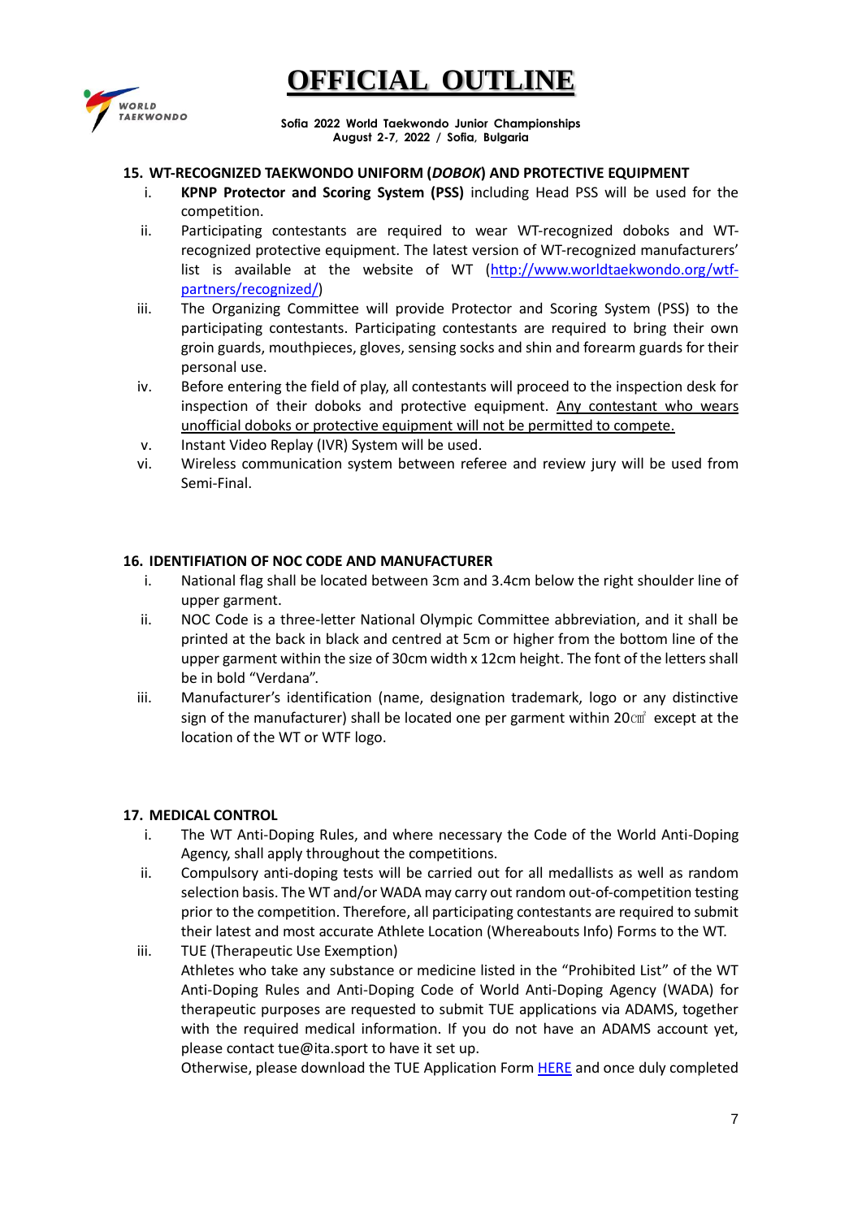### 15. WT-RECOGNIZED TAEKWONDO UNIFORM (*DOBOK*) AND PROTECTIVE EQUIPMENT

i. **KPNP Protector and Scoring System (PSS)** including Head PSS will be used for the competition.

ii. Participating contestants are required to wear WT-recognized doboks and WT-recognized protective equipment. The latest version of WT-recognized manufacturers' list is available at the website of WT ([http://www.worldtaekwondo.org/wtf-partners/recognized/](http://www.worldtaekwondo.org/wtf-partners/recognized/))

iii. The Organizing Committee will provide Protector and Scoring System (PSS) to the participating contestants. Participating contestants are required to bring their own groin guards, mouthpieces, gloves, sensing socks and shin and forearm guards for their personal use.

iv. Before entering the field of play, all contestants will proceed to the inspection desk for inspection of their doboks and protective equipment. <u>Any contestant who wears unofficial doboks or protective equipment will not be permitted to compete.</u>

v. Instant Video Replay (IVR) System will be used.

vi. Wireless communication system between referee and review jury will be used from Semi-Final.

### 16. IDENTIFIATION OF NOC CODE AND MANUFACTURER

i. National flag shall be located between 3cm and 3.4cm below the right shoulder line of upper garment.

ii. NOC Code is a three-letter National Olympic Committee abbreviation, and it shall be printed at the back in black and centred at 5cm or higher from the bottom line of the upper garment within the size of 30cm width x 12cm height. The font of the letters shall be in bold "Verdana".

iii. Manufacturer's identification (name, designation trademark, logo or any distinctive sign of the manufacturer) shall be located one per garment within 20㎠ except at the location of the WT or WTF logo.

### 17. MEDICAL CONTROL

i. The WT Anti-Doping Rules, and where necessary the Code of the World Anti-Doping Agency, shall apply throughout the competitions.

ii. Compulsory anti-doping tests will be carried out for all medallists as well as random selection basis. The WT and/or WADA may carry out random out-of-competition testing prior to the competition. Therefore, all participating contestants are required to submit their latest and most accurate Athlete Location (Whereabouts Info) Forms to the WT.

iii. TUE (Therapeutic Use Exemption)

Athletes who take any substance or medicine listed in the "Prohibited List" of the WT Anti-Doping Rules and Anti-Doping Code of World Anti-Doping Agency (WADA) for therapeutic purposes are requested to submit TUE applications via ADAMS, together with the required medical information. If you do not have an ADAMS account yet, please contact tue@ita.sport to have it set up.

Otherwise, please download the TUE Application Form HERE and once duly completed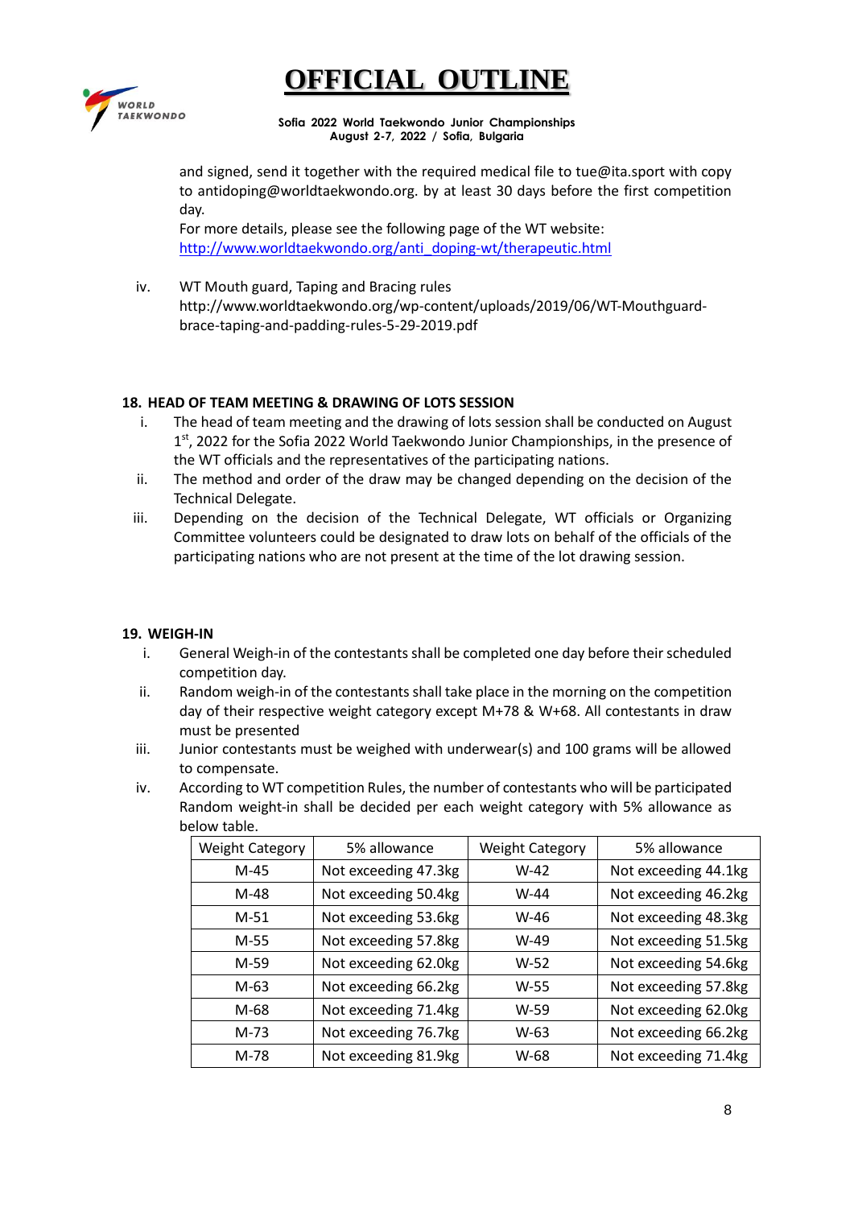and signed, send it together with the required medical file to tue@ita.sport with copy to antidoping@worldtaekwondo.org. by at least 30 days before the first competition day.
For more details, please see the following page of the WT website: [http://www.worldtaekwondo.org/anti_doping-wt/therapeutic.html](http://www.worldtaekwondo.org/anti_doping-wt/therapeutic.html)

iv. WT Mouth guard, Taping and Bracing rules
http://www.worldtaekwondo.org/wp-content/uploads/2019/06/WT-Mouthguard-brace-taping-and-padding-rules-5-29-2019.pdf

## 18. HEAD OF TEAM MEETING & DRAWING OF LOTS SESSION

i. The head of team meeting and the drawing of lots session shall be conducted on August 1st, 2022 for the Sofia 2022 World Taekwondo Junior Championships, in the presence of the WT officials and the representatives of the participating nations.

ii. The method and order of the draw may be changed depending on the decision of the Technical Delegate.

iii. Depending on the decision of the Technical Delegate, WT officials or Organizing Committee volunteers could be designated to draw lots on behalf of the officials of the participating nations who are not present at the time of the lot drawing session.

## 19. WEIGH-IN

i. General Weigh-in of the contestants shall be completed one day before their scheduled competition day.

ii. Random weigh-in of the contestants shall take place in the morning on the competition day of their respective weight category except M+78 & W+68. All contestants in draw must be presented

iii. Junior contestants must be weighed with underwear(s) and 100 grams will be allowed to compensate.

iv. According to WT competition Rules, the number of contestants who will be participated Random weight-in shall be decided per each weight category with 5% allowance as below table.

| Weight Category | 5% allowance | Weight Category | 5% allowance |
|---|---|---|---|
| M-45 | Not exceeding 47.3kg | W-42 | Not exceeding 44.1kg |
| M-48 | Not exceeding 50.4kg | W-44 | Not exceeding 46.2kg |
| M-51 | Not exceeding 53.6kg | W-46 | Not exceeding 48.3kg |
| M-55 | Not exceeding 57.8kg | W-49 | Not exceeding 51.5kg |
| M-59 | Not exceeding 62.0kg | W-52 | Not exceeding 54.6kg |
| M-63 | Not exceeding 66.2kg | W-55 | Not exceeding 57.8kg |
| M-68 | Not exceeding 71.4kg | W-59 | Not exceeding 62.0kg |
| M-73 | Not exceeding 76.7kg | W-63 | Not exceeding 66.2kg |
| M-78 | Not exceeding 81.9kg | W-68 | Not exceeding 71.4kg |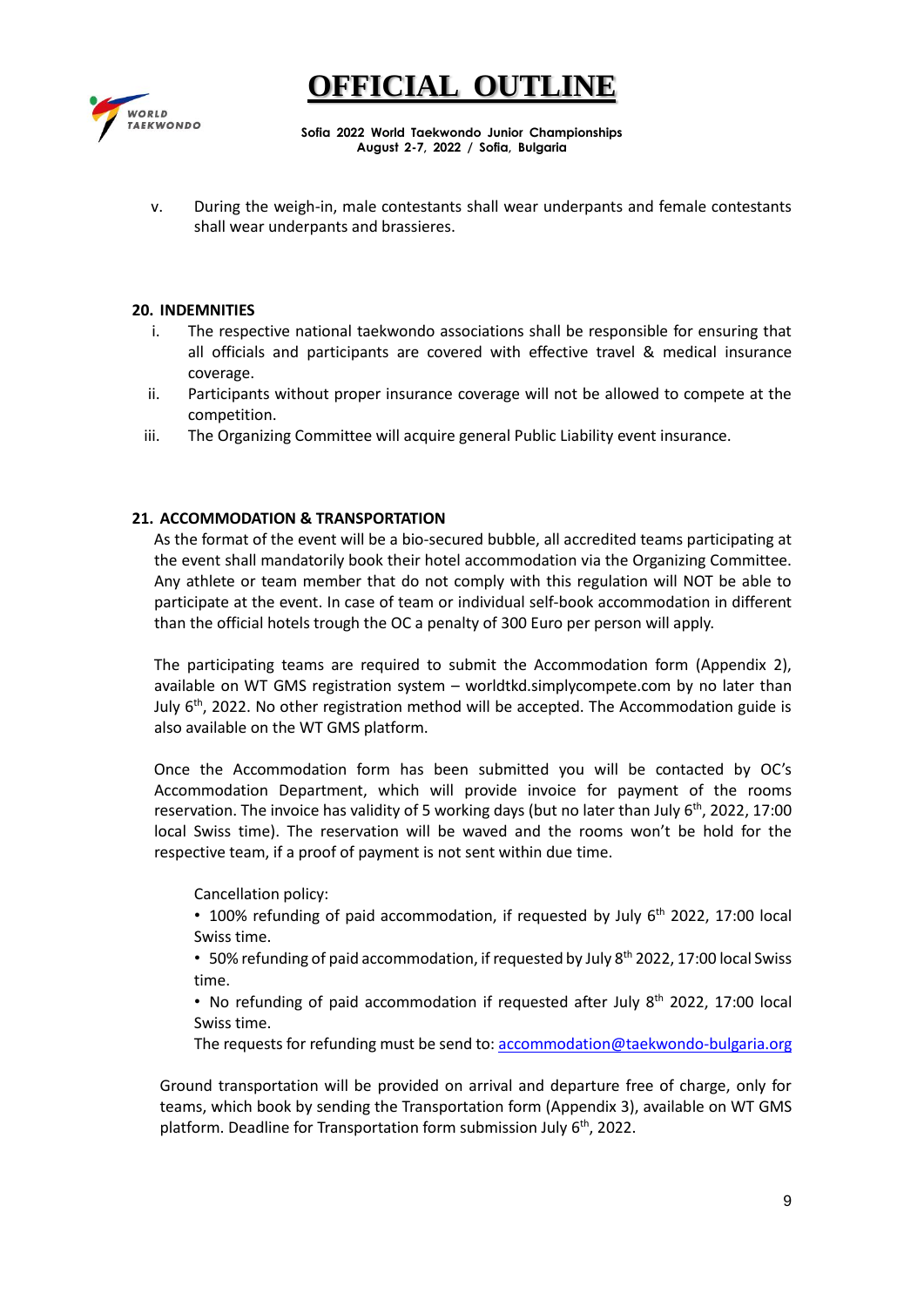v. During the weigh-in, male contestants shall wear underpants and female contestants shall wear underpants and brassieres.

## 20. INDEMNITIES

i. The respective national taekwondo associations shall be responsible for ensuring that all officials and participants are covered with effective travel & medical insurance coverage.

ii. Participants without proper insurance coverage will not be allowed to compete at the competition.

iii. The Organizing Committee will acquire general Public Liability event insurance.

## 21. ACCOMMODATION & TRANSPORTATION

As the format of the event will be a bio-secured bubble, all accredited teams participating at the event shall mandatorily book their hotel accommodation via the Organizing Committee. Any athlete or team member that do not comply with this regulation will NOT be able to participate at the event. In case of team or individual self-book accommodation in different than the official hotels trough the OC a penalty of 300 Euro per person will apply.

The participating teams are required to submit the Accommodation form (Appendix 2), available on WT GMS registration system – worldtkd.simplycompete.com by no later than July 6th, 2022. No other registration method will be accepted. The Accommodation guide is also available on the WT GMS platform.

Once the Accommodation form has been submitted you will be contacted by OC's Accommodation Department, which will provide invoice for payment of the rooms reservation. The invoice has validity of 5 working days (but no later than July 6th, 2022, 17:00 local Swiss time). The reservation will be waved and the rooms won't be hold for the respective team, if a proof of payment is not sent within due time.

Cancellation policy:

- 100% refunding of paid accommodation, if requested by July 6th 2022, 17:00 local Swiss time.
- 50% refunding of paid accommodation, if requested by July 8th 2022, 17:00 local Swiss time.
- No refunding of paid accommodation if requested after July 8th 2022, 17:00 local Swiss time.

The requests for refunding must be send to: accommodation@taekwondo-bulgaria.org

Ground transportation will be provided on arrival and departure free of charge, only for teams, which book by sending the Transportation form (Appendix 3), available on WT GMS platform. Deadline for Transportation form submission July 6th, 2022.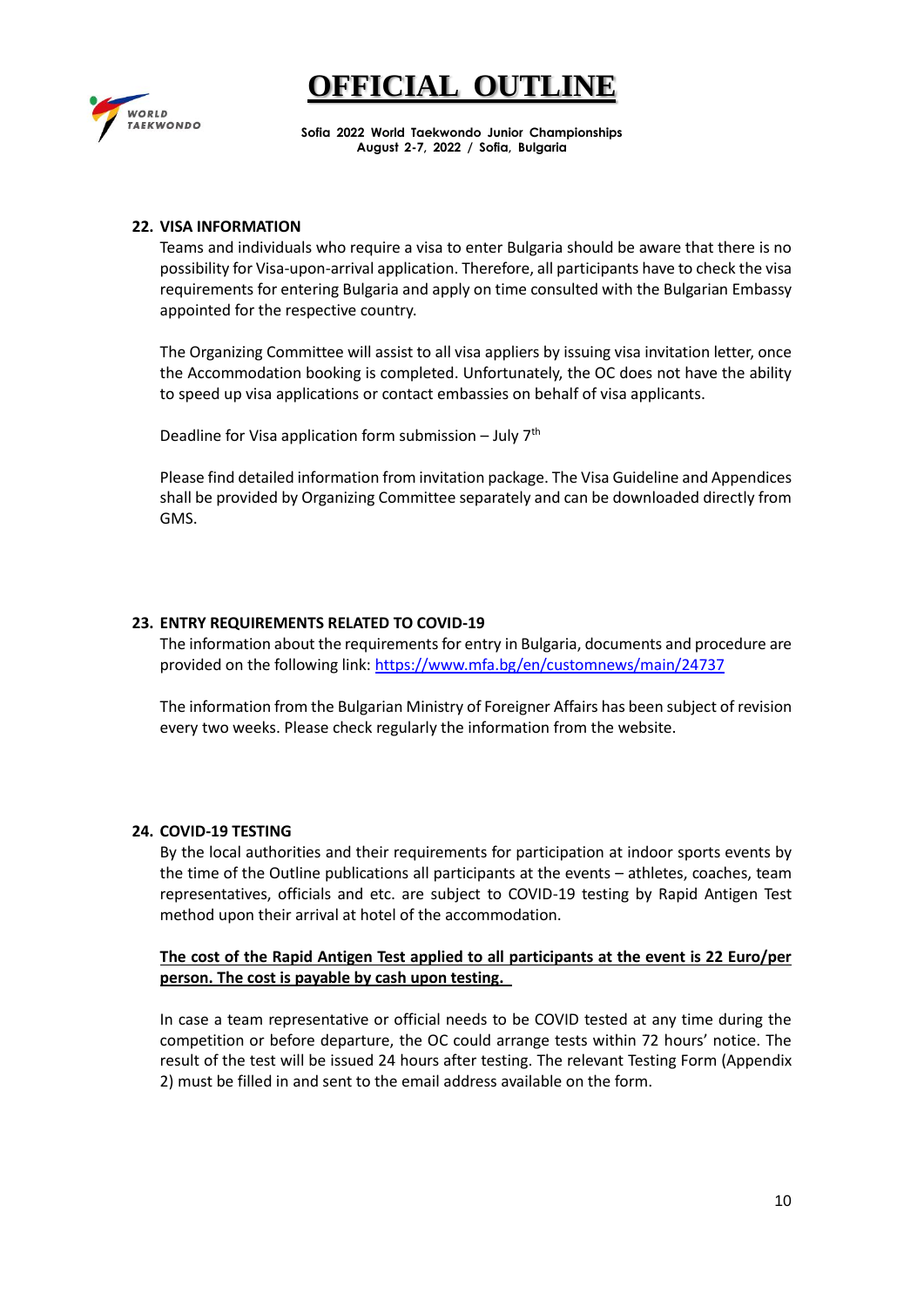## 22. VISA INFORMATION

Teams and individuals who require a visa to enter Bulgaria should be aware that there is no possibility for Visa-upon-arrival application. Therefore, all participants have to check the visa requirements for entering Bulgaria and apply on time consulted with the Bulgarian Embassy appointed for the respective country.

The Organizing Committee will assist to all visa appliers by issuing visa invitation letter, once the Accommodation booking is completed. Unfortunately, the OC does not have the ability to speed up visa applications or contact embassies on behalf of visa applicants.

Deadline for Visa application form submission – July 7th

Please find detailed information from invitation package. The Visa Guideline and Appendices shall be provided by Organizing Committee separately and can be downloaded directly from GMS.

## 23. ENTRY REQUIREMENTS RELATED TO COVID-19

The information about the requirements for entry in Bulgaria, documents and procedure are provided on the following link: https://www.mfa.bg/en/customnews/main/24737

The information from the Bulgarian Ministry of Foreigner Affairs has been subject of revision every two weeks. Please check regularly the information from the website.

## 24. COVID-19 TESTING

By the local authorities and their requirements for participation at indoor sports events by the time of the Outline publications all participants at the events – athletes, coaches, team representatives, officials and etc. are subject to COVID-19 testing by Rapid Antigen Test method upon their arrival at hotel of the accommodation.

**The cost of the Rapid Antigen Test applied to all participants at the event is 22 Euro/per person. The cost is payable by cash upon testing.**

In case a team representative or official needs to be COVID tested at any time during the competition or before departure, the OC could arrange tests within 72 hours' notice. The result of the test will be issued 24 hours after testing. The relevant Testing Form (Appendix 2) must be filled in and sent to the email address available on the form.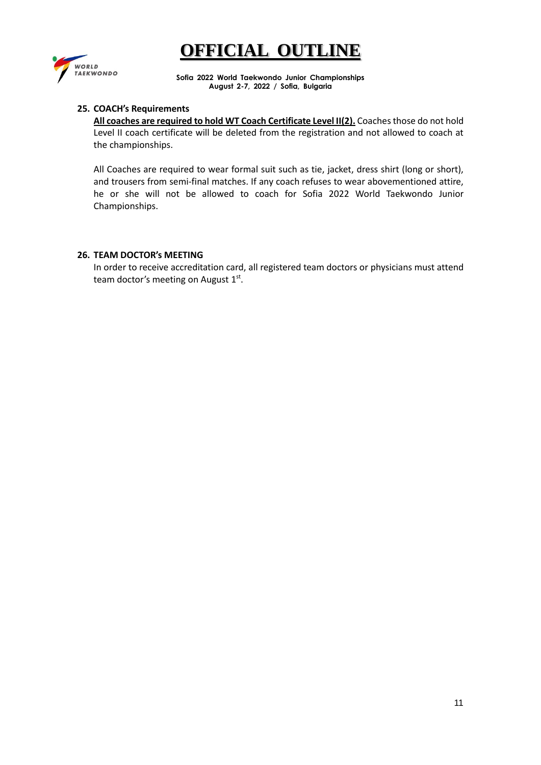**25. COACH's Requirements**

**All coaches are required to hold WT Coach Certificate Level II(2).** Coaches those do not hold Level II coach certificate will be deleted from the registration and not allowed to coach at the championships.

All Coaches are required to wear formal suit such as tie, jacket, dress shirt (long or short), and trousers from semi-final matches. If any coach refuses to wear abovementioned attire, he or she will not be allowed to coach for Sofia 2022 World Taekwondo Junior Championships.

**26. TEAM DOCTOR's MEETING**

In order to receive accreditation card, all registered team doctors or physicians must attend team doctor's meeting on August 1st.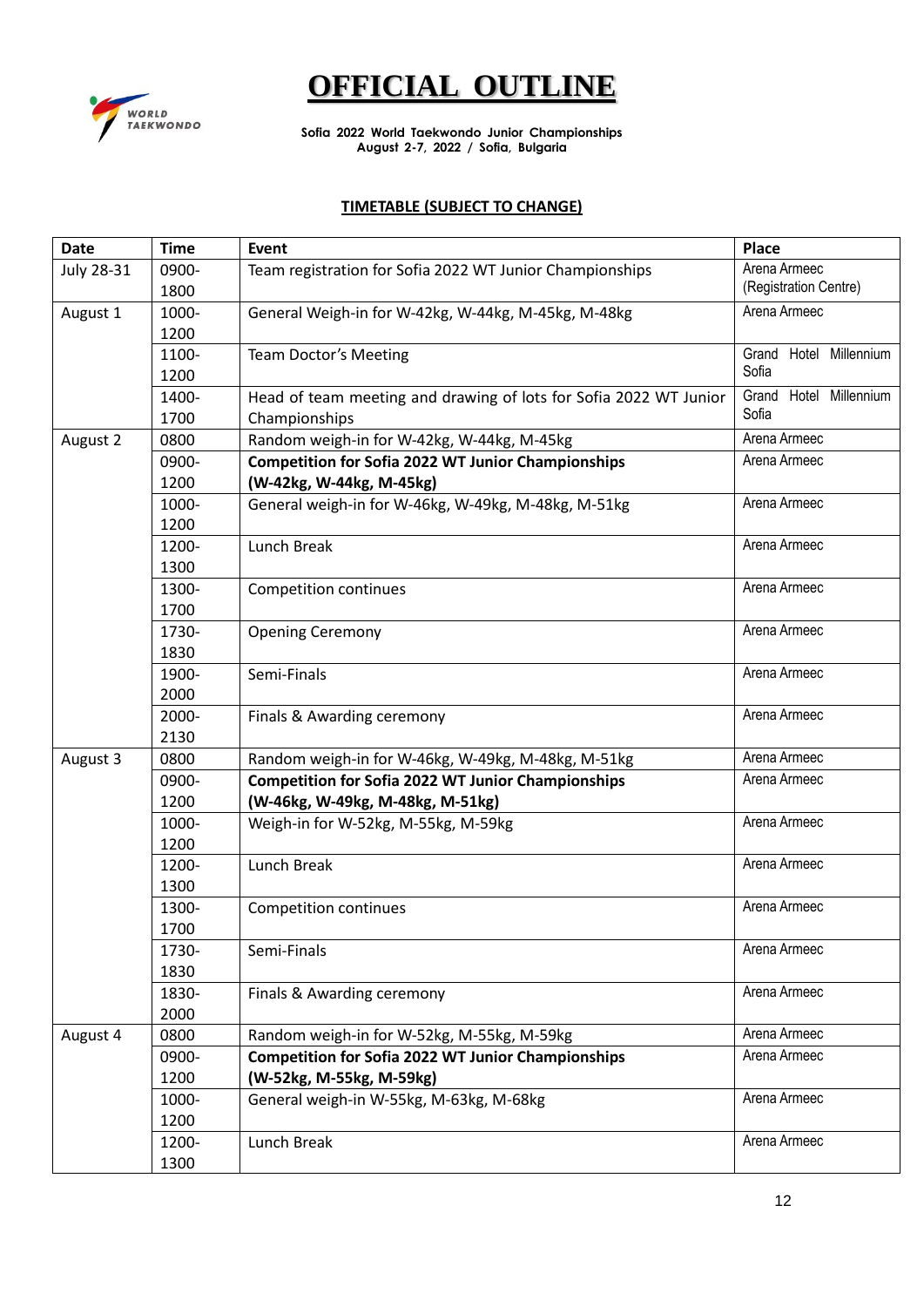# OFFICIAL OUTLINE

**Sofia 2022 World Taekwondo Junior Championships**
**August 2-7, 2022 / Sofia, Bulgaria**

**TIMETABLE (SUBJECT TO CHANGE)**

| Date | Time | Event | Place |
|---|---|---|---|
| July 28-31 | 0900-1800 | Team registration for Sofia 2022 WT Junior Championships | Arena Armeec (Registration Centre) |
| August 1 | 1000-1200 | General Weigh-in for W-42kg, W-44kg, M-45kg, M-48kg | Arena Armeec |
| | 1100-1200 | Team Doctor's Meeting | Grand Hotel Millennium Sofia |
| | 1400-1700 | Head of team meeting and drawing of lots for Sofia 2022 WT Junior Championships | Grand Hotel Millennium Sofia |
| August 2 | 0800 | Random weigh-in for W-42kg, W-44kg, M-45kg | Arena Armeec |
| | 0900-1200 | **Competition for Sofia 2022 WT Junior Championships (W-42kg, W-44kg, M-45kg)** | Arena Armeec |
| | 1000-1200 | General weigh-in for W-46kg, W-49kg, M-48kg, M-51kg | Arena Armeec |
| | 1200-1300 | Lunch Break | Arena Armeec |
| | 1300-1700 | Competition continues | Arena Armeec |
| | 1730-1830 | Opening Ceremony | Arena Armeec |
| | 1900-2000 | Semi-Finals | Arena Armeec |
| | 2000-2130 | Finals & Awarding ceremony | Arena Armeec |
| August 3 | 0800 | Random weigh-in for W-46kg, W-49kg, M-48kg, M-51kg | Arena Armeec |
| | 0900-1200 | **Competition for Sofia 2022 WT Junior Championships (W-46kg, W-49kg, M-48kg, M-51kg)** | Arena Armeec |
| | 1000-1200 | Weigh-in for W-52kg, M-55kg, M-59kg | Arena Armeec |
| | 1200-1300 | Lunch Break | Arena Armeec |
| | 1300-1700 | Competition continues | Arena Armeec |
| | 1730-1830 | Semi-Finals | Arena Armeec |
| | 1830-2000 | Finals & Awarding ceremony | Arena Armeec |
| August 4 | 0800 | Random weigh-in for W-52kg, M-55kg, M-59kg | Arena Armeec |
| | 0900-1200 | **Competition for Sofia 2022 WT Junior Championships (W-52kg, M-55kg, M-59kg)** | Arena Armeec |
| | 1000-1200 | General weigh-in W-55kg, M-63kg, M-68kg | Arena Armeec |
| | 1200-1300 | Lunch Break | Arena Armeec |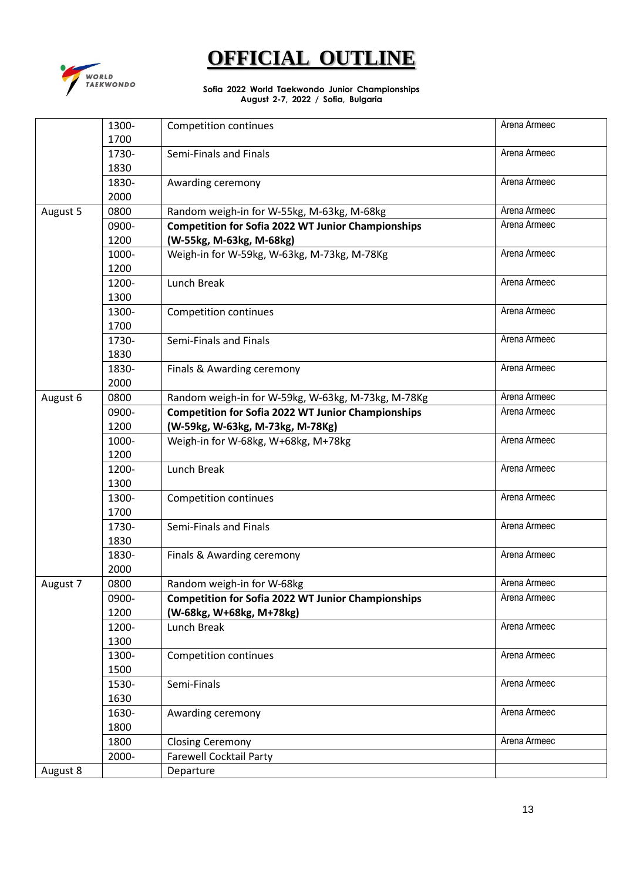# OFFICIAL OUTLINE

**Sofia 2022 World Taekwondo Junior Championships**
**August 2-7, 2022 / Sofia, Bulgaria**

| | | | |
|---|---|---|---|
| | 1300-1700 | Competition continues | Arena Armeec |
| | 1730-1830 | Semi-Finals and Finals | Arena Armeec |
| | 1830-2000 | Awarding ceremony | Arena Armeec |
| August 5 | 0800 | Random weigh-in for W-55kg, M-63kg, M-68kg | Arena Armeec |
| | 0900-1200 | **Competition for Sofia 2022 WT Junior Championships (W-55kg, M-63kg, M-68kg)** | Arena Armeec |
| | 1000-1200 | Weigh-in for W-59kg, W-63kg, M-73kg, M-78Kg | Arena Armeec |
| | 1200-1300 | Lunch Break | Arena Armeec |
| | 1300-1700 | Competition continues | Arena Armeec |
| | 1730-1830 | Semi-Finals and Finals | Arena Armeec |
| | 1830-2000 | Finals & Awarding ceremony | Arena Armeec |
| August 6 | 0800 | Random weigh-in for W-59kg, W-63kg, M-73kg, M-78Kg | Arena Armeec |
| | 0900-1200 | **Competition for Sofia 2022 WT Junior Championships (W-59kg, W-63kg, M-73kg, M-78Kg)** | Arena Armeec |
| | 1000-1200 | Weigh-in for W-68kg, W+68kg, M+78kg | Arena Armeec |
| | 1200-1300 | Lunch Break | Arena Armeec |
| | 1300-1700 | Competition continues | Arena Armeec |
| | 1730-1830 | Semi-Finals and Finals | Arena Armeec |
| | 1830-2000 | Finals & Awarding ceremony | Arena Armeec |
| August 7 | 0800 | Random weigh-in for W-68kg | Arena Armeec |
| | 0900-1200 | **Competition for Sofia 2022 WT Junior Championships (W-68kg, W+68kg, M+78kg)** | Arena Armeec |
| | 1200-1300 | Lunch Break | Arena Armeec |
| | 1300-1500 | Competition continues | Arena Armeec |
| | 1530-1630 | Semi-Finals | Arena Armeec |
| | 1630-1800 | Awarding ceremony | Arena Armeec |
| | 1800 | Closing Ceremony | Arena Armeec |
| | 2000- | Farewell Cocktail Party | |
| August 8 | | Departure | |